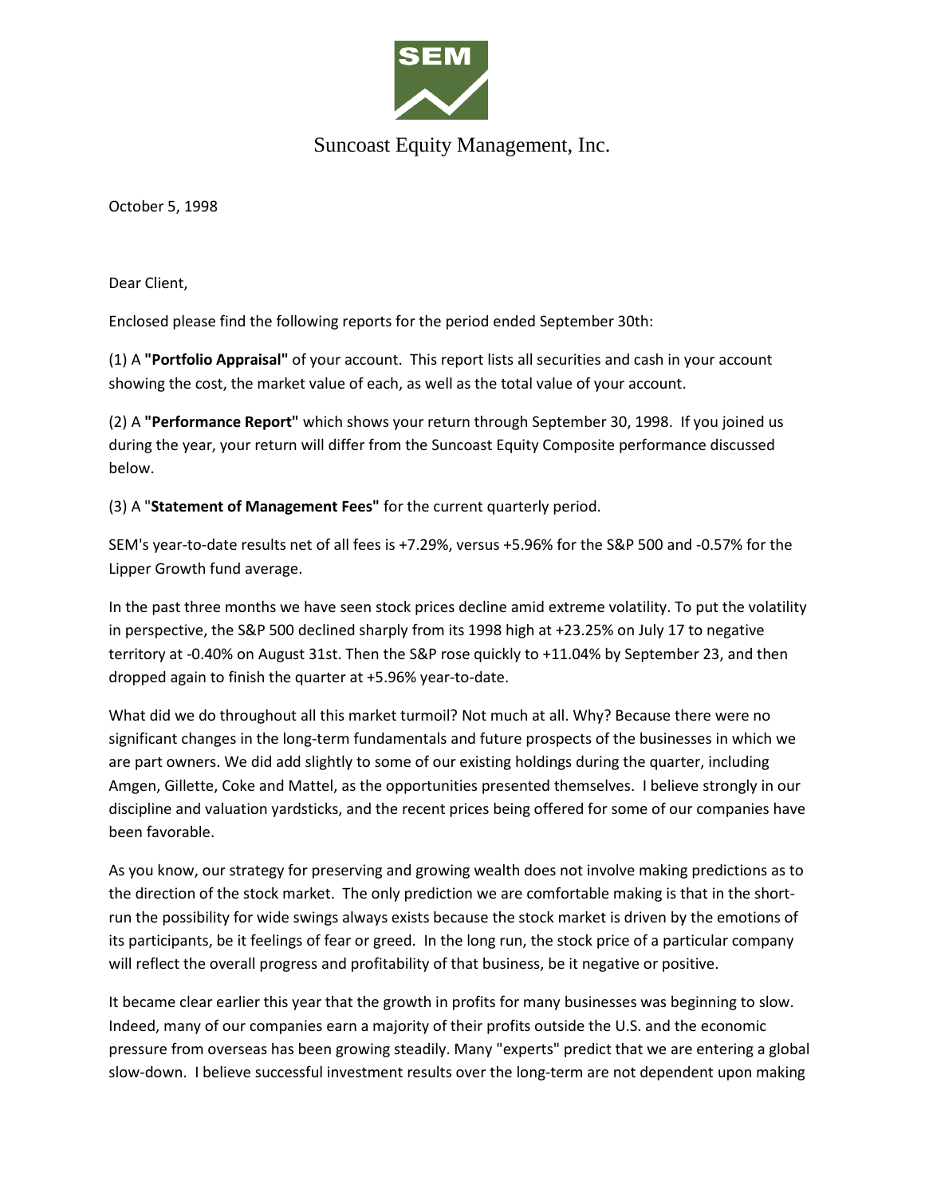SEM

Suncoast Equity Management, Inc.

October 5, 1998

Dear Client,

Enclosed please find the following reports for the period ended September 30th:

(1) A **"Portfolio Appraisal"** of your account. This report lists all securities and cash in your account showing the cost, the market value of each, as well as the total value of your account.

(2) A **"Performance Report"** which shows your return through September 30, 1998. If you joined us during the year, your return will differ from the Suncoast Equity Composite performance discussed below.

(3) A "**Statement of Management Fees"** for the current quarterly period.

SEM's year-to-date results net of all fees is +7.29%, versus +5.96% for the S&P 500 and -0.57% for the Lipper Growth fund average.

In the past three months we have seen stock prices decline amid extreme volatility. To put the volatility in perspective, the S&P 500 declined sharply from its 1998 high at +23.25% on July 17 to negative territory at -0.40% on August 31st. Then the S&P rose quickly to +11.04% by September 23, and then dropped again to finish the quarter at +5.96% year-to-date.

What did we do throughout all this market turmoil? Not much at all. Why? Because there were no significant changes in the long-term fundamentals and future prospects of the businesses in which we are part owners. We did add slightly to some of our existing holdings during the quarter, including Amgen, Gillette, Coke and Mattel, as the opportunities presented themselves. I believe strongly in our discipline and valuation yardsticks, and the recent prices being offered for some of our companies have been favorable.

As you know, our strategy for preserving and growing wealth does not involve making predictions as to the direction of the stock market. The only prediction we are comfortable making is that in the short-run the possibility for wide swings always exists because the stock market is driven by the emotions of its participants, be it feelings of fear or greed. In the long run, the stock price of a particular company will reflect the overall progress and profitability of that business, be it negative or positive.

It became clear earlier this year that the growth in profits for many businesses was beginning to slow. Indeed, many of our companies earn a majority of their profits outside the U.S. and the economic pressure from overseas has been growing steadily. Many "experts" predict that we are entering a global slow-down. I believe successful investment results over the long-term are not dependent upon making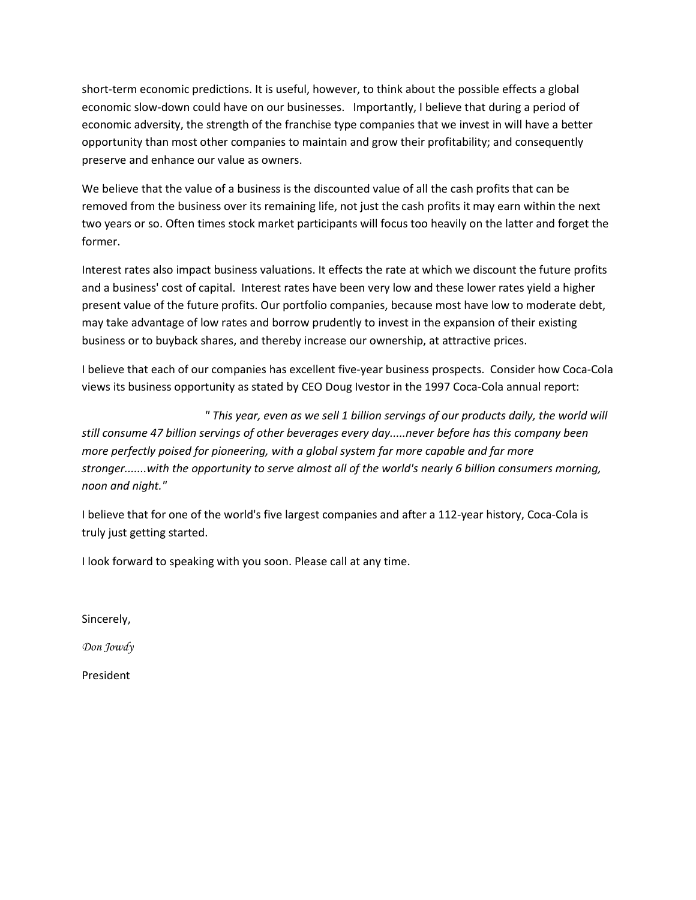short-term economic predictions. It is useful, however, to think about the possible effects a global economic slow-down could have on our businesses. Importantly, I believe that during a period of economic adversity, the strength of the franchise type companies that we invest in will have a better opportunity than most other companies to maintain and grow their profitability; and consequently preserve and enhance our value as owners.

We believe that the value of a business is the discounted value of all the cash profits that can be removed from the business over its remaining life, not just the cash profits it may earn within the next two years or so. Often times stock market participants will focus too heavily on the latter and forget the former.

Interest rates also impact business valuations. It effects the rate at which we discount the future profits and a business' cost of capital. Interest rates have been very low and these lower rates yield a higher present value of the future profits. Our portfolio companies, because most have low to moderate debt, may take advantage of low rates and borrow prudently to invest in the expansion of their existing business or to buyback shares, and thereby increase our ownership, at attractive prices.

I believe that each of our companies has excellent five-year business prospects. Consider how Coca-Cola views its business opportunity as stated by CEO Doug Ivestor in the 1997 Coca-Cola annual report:

*" This year, even as we sell 1 billion servings of our products daily, the world will still consume 47 billion servings of other beverages every day.....never before has this company been more perfectly poised for pioneering, with a global system far more capable and far more stronger.......with the opportunity to serve almost all of the world's nearly 6 billion consumers morning, noon and night."*

I believe that for one of the world's five largest companies and after a 112-year history, Coca-Cola is truly just getting started.

I look forward to speaking with you soon. Please call at any time.

Sincerely,

*Don Jowdy*

President